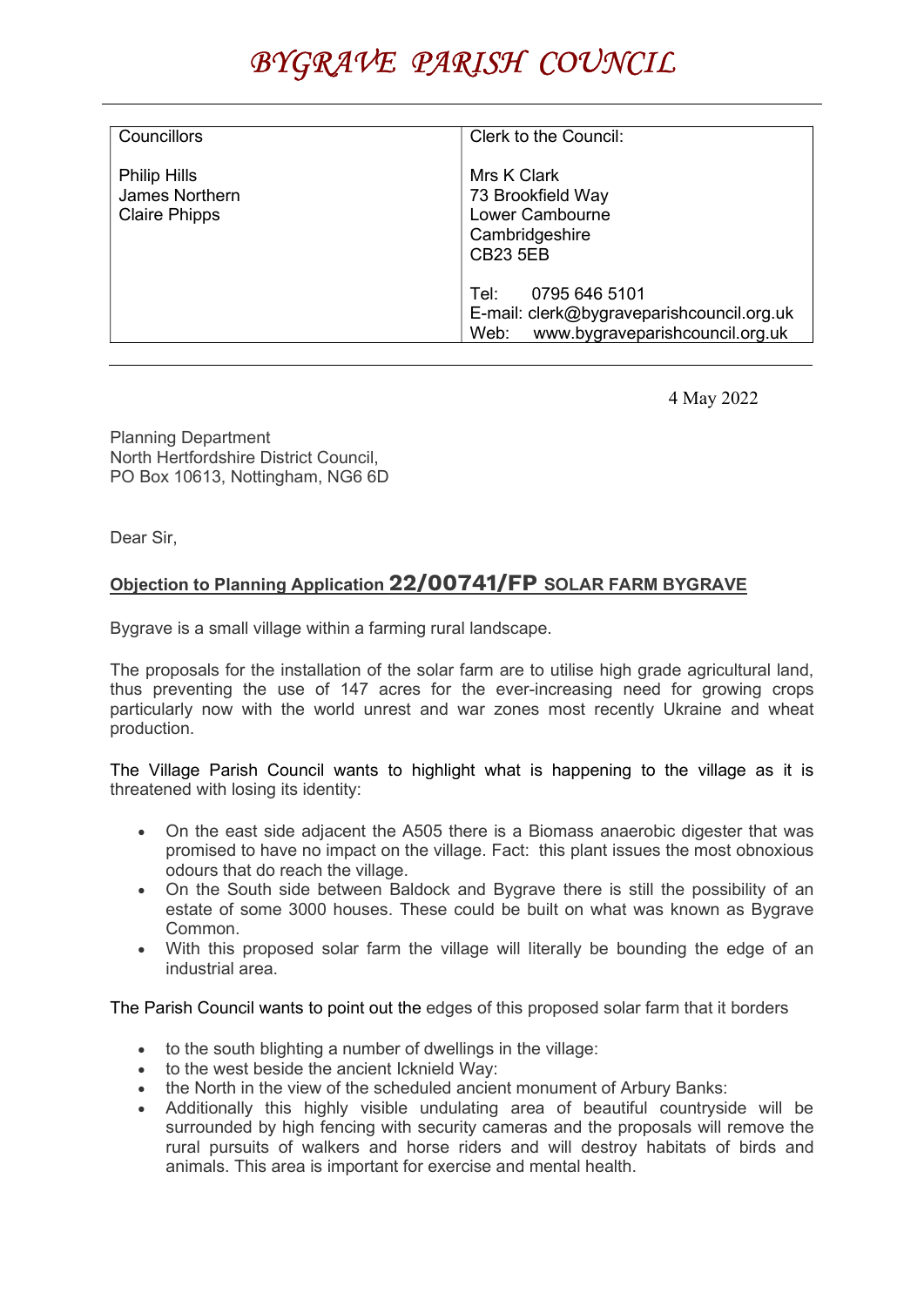# *BYGRAVE PARISH COUNCIL*

| Councillors | Clerk to the Council: |
|---|---|
| Philip Hills<br>James Northern<br>Claire Phipps | Mrs K Clark<br>73 Brookfield Way<br>Lower Cambourne<br>Cambridgeshire<br>CB23 5EB |
| | Tel: 0795 646 5101<br>E-mail: clerk@bygraveparishcouncil.org.uk<br>Web: www.bygraveparishcouncil.org.uk |

4 May 2022

Planning Department
North Hertfordshire District Council,
PO Box 10613, Nottingham, NG6 6D

Dear Sir,

**Objection to Planning Application 22/00741/FP SOLAR FARM BYGRAVE**

Bygrave is a small village within a farming rural landscape.

The proposals for the installation of the solar farm are to utilise high grade agricultural land, thus preventing the use of 147 acres for the ever-increasing need for growing crops particularly now with the world unrest and war zones most recently Ukraine and wheat production.

The Village Parish Council wants to highlight what is happening to the village as it is threatened with losing its identity:

- On the east side adjacent the A505 there is a Biomass anaerobic digester that was promised to have no impact on the village. Fact: this plant issues the most obnoxious odours that do reach the village.
- On the South side between Baldock and Bygrave there is still the possibility of an estate of some 3000 houses. These could be built on what was known as Bygrave Common.
- With this proposed solar farm the village will literally be bounding the edge of an industrial area.

The Parish Council wants to point out the edges of this proposed solar farm that it borders

- to the south blighting a number of dwellings in the village:
- to the west beside the ancient Icknield Way:
- the North in the view of the scheduled ancient monument of Arbury Banks:
- Additionally this highly visible undulating area of beautiful countryside will be surrounded by high fencing with security cameras and the proposals will remove the rural pursuits of walkers and horse riders and will destroy habitats of birds and animals. This area is important for exercise and mental health.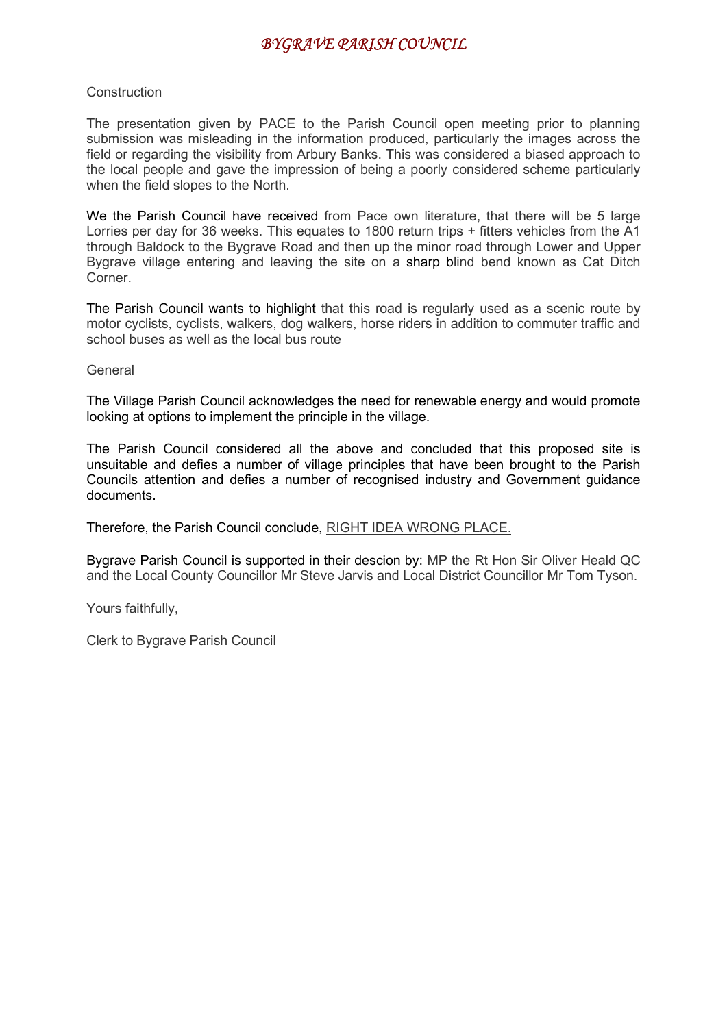Construction

The presentation given by PACE to the Parish Council open meeting prior to planning submission was misleading in the information produced, particularly the images across the field or regarding the visibility from Arbury Banks. This was considered a biased approach to the local people and gave the impression of being a poorly considered scheme particularly when the field slopes to the North.

We the Parish Council have received from Pace own literature, that there will be 5 large Lorries per day for 36 weeks. This equates to 1800 return trips + fitters vehicles from the A1 through Baldock to the Bygrave Road and then up the minor road through Lower and Upper Bygrave village entering and leaving the site on a sharp blind bend known as Cat Ditch Corner.

The Parish Council wants to highlight that this road is regularly used as a scenic route by motor cyclists, cyclists, walkers, dog walkers, horse riders in addition to commuter traffic and school buses as well as the local bus route

General

The Village Parish Council acknowledges the need for renewable energy and would promote looking at options to implement the principle in the village.

The Parish Council considered all the above and concluded that this proposed site is unsuitable and defies a number of village principles that have been brought to the Parish Councils attention and defies a number of recognised industry and Government guidance documents.

Therefore, the Parish Council conclude, <u>RIGHT IDEA WRONG PLACE.</u>

Bygrave Parish Council is supported in their descion by: MP the Rt Hon Sir Oliver Heald QC and the Local County Councillor Mr Steve Jarvis and Local District Councillor Mr Tom Tyson.

Yours faithfully,

Clerk to Bygrave Parish Council